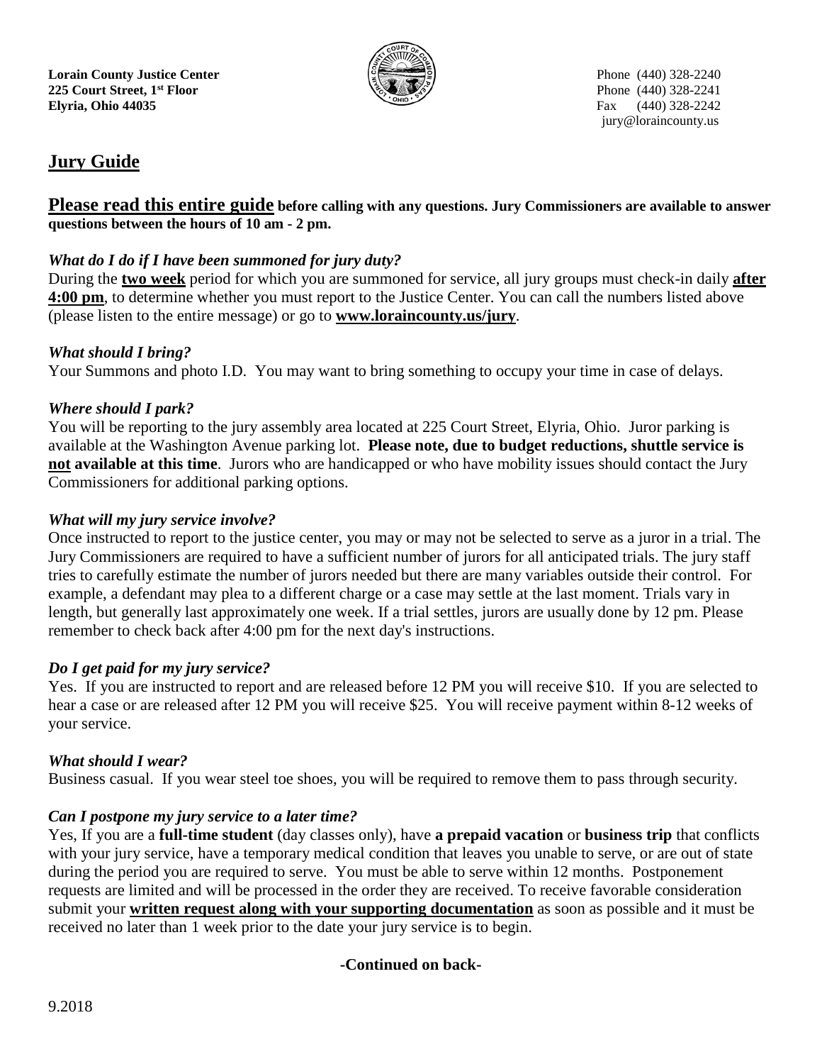**Lorain County Justice Center**
**225 Court Street, 1st Floor**
**Elyria, Ohio 44035**

Phone (440) 328-2240
Phone (440) 328-2241
Fax (440) 328-2242
jury@loraincounty.us

# Jury Guide

**Please read this entire guide before calling with any questions. Jury Commissioners are available to answer questions between the hours of 10 am - 2 pm.**

### *What do I do if I have been summoned for jury duty?*

During the **two week** period for which you are summoned for service, all jury groups must check-in daily **after 4:00 pm**, to determine whether you must report to the Justice Center. You can call the numbers listed above (please listen to the entire message) or go to **www.loraincounty.us/jury**.

### *What should I bring?*

Your Summons and photo I.D. You may want to bring something to occupy your time in case of delays.

### *Where should I park?*

You will be reporting to the jury assembly area located at 225 Court Street, Elyria, Ohio. Juror parking is available at the Washington Avenue parking lot. **Please note, due to budget reductions, shuttle service is not available at this time**. Jurors who are handicapped or who have mobility issues should contact the Jury Commissioners for additional parking options.

### *What will my jury service involve?*

Once instructed to report to the justice center, you may or may not be selected to serve as a juror in a trial. The Jury Commissioners are required to have a sufficient number of jurors for all anticipated trials. The jury staff tries to carefully estimate the number of jurors needed but there are many variables outside their control. For example, a defendant may plea to a different charge or a case may settle at the last moment. Trials vary in length, but generally last approximately one week. If a trial settles, jurors are usually done by 12 pm. Please remember to check back after 4:00 pm for the next day's instructions.

### *Do I get paid for my jury service?*

Yes. If you are instructed to report and are released before 12 PM you will receive $10. If you are selected to hear a case or are released after 12 PM you will receive $25. You will receive payment within 8-12 weeks of your service.

### *What should I wear?*

Business casual. If you wear steel toe shoes, you will be required to remove them to pass through security.

### *Can I postpone my jury service to a later time?*

Yes, If you are a **full-time student** (day classes only), have **a prepaid vacation** or **business trip** that conflicts with your jury service, have a temporary medical condition that leaves you unable to serve, or are out of state during the period you are required to serve. You must be able to serve within 12 months. Postponement requests are limited and will be processed in the order they are received. To receive favorable consideration submit your **written request along with your supporting documentation** as soon as possible and it must be received no later than 1 week prior to the date your jury service is to begin.

**-Continued on back-**

9.2018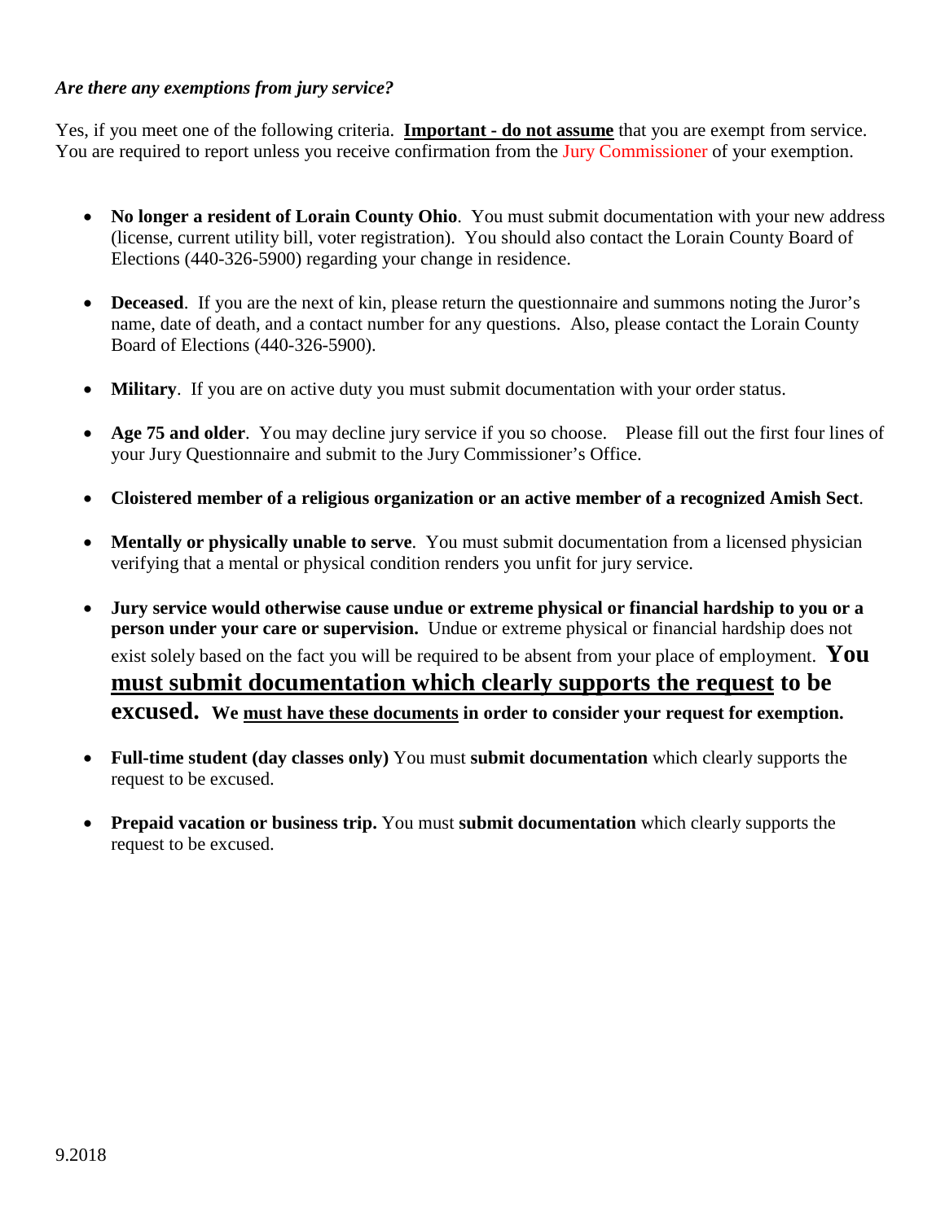***Are there any exemptions from jury service?***

Yes, if you meet one of the following criteria. **Important - do not assume** that you are exempt from service. You are required to report unless you receive confirmation from the Jury Commissioner of your exemption.

- **No longer a resident of Lorain County Ohio**. You must submit documentation with your new address (license, current utility bill, voter registration). You should also contact the Lorain County Board of Elections (440-326-5900) regarding your change in residence.
- **Deceased**. If you are the next of kin, please return the questionnaire and summons noting the Juror's name, date of death, and a contact number for any questions. Also, please contact the Lorain County Board of Elections (440-326-5900).
- **Military**. If you are on active duty you must submit documentation with your order status.
- **Age 75 and older**. You may decline jury service if you so choose. Please fill out the first four lines of your Jury Questionnaire and submit to the Jury Commissioner's Office.
- **Cloistered member of a religious organization or an active member of a recognized Amish Sect**.
- **Mentally or physically unable to serve**. You must submit documentation from a licensed physician verifying that a mental or physical condition renders you unfit for jury service.
- **Jury service would otherwise cause undue or extreme physical or financial hardship to you or a person under your care or supervision.** Undue or extreme physical or financial hardship does not exist solely based on the fact you will be required to be absent from your place of employment. **You must submit documentation which clearly supports the request to be excused. We must have these documents in order to consider your request for exemption.**
- **Full-time student (day classes only)** You must **submit documentation** which clearly supports the request to be excused.
- **Prepaid vacation or business trip.** You must **submit documentation** which clearly supports the request to be excused.

9.2018